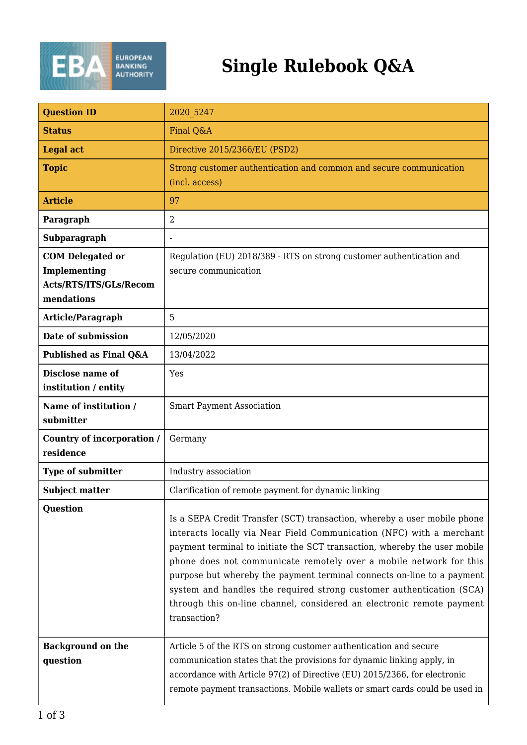# Single Rulebook Q&A

| Question ID | 2020_5247 |
|---|---|
| Status | Final Q&A |
| Legal act | Directive 2015/2366/EU (PSD2) |
| Topic | Strong customer authentication and common and secure communication (incl. access) |
| Article | 97 |
| Paragraph | 2 |
| Subparagraph | - |
| COM Delegated or Implementing Acts/RTS/ITS/GLs/Recommendations | Regulation (EU) 2018/389 - RTS on strong customer authentication and secure communication |
| Article/Paragraph | 5 |
| Date of submission | 12/05/2020 |
| Published as Final Q&A | 13/04/2022 |
| Disclose name of institution / entity | Yes |
| Name of institution / submitter | Smart Payment Association |
| Country of incorporation / residence | Germany |
| Type of submitter | Industry association |
| Subject matter | Clarification of remote payment for dynamic linking |
| Question | Is a SEPA Credit Transfer (SCT) transaction, whereby a user mobile phone interacts locally via Near Field Communication (NFC) with a merchant payment terminal to initiate the SCT transaction, whereby the user mobile phone does not communicate remotely over a mobile network for this purpose but whereby the payment terminal connects on-line to a payment system and handles the required strong customer authentication (SCA) through this on-line channel, considered an electronic remote payment transaction? |
| Background on the question | Article 5 of the RTS on strong customer authentication and secure communication states that the provisions for dynamic linking apply, in accordance with Article 97(2) of Directive (EU) 2015/2366, for electronic remote payment transactions. Mobile wallets or smart cards could be used in |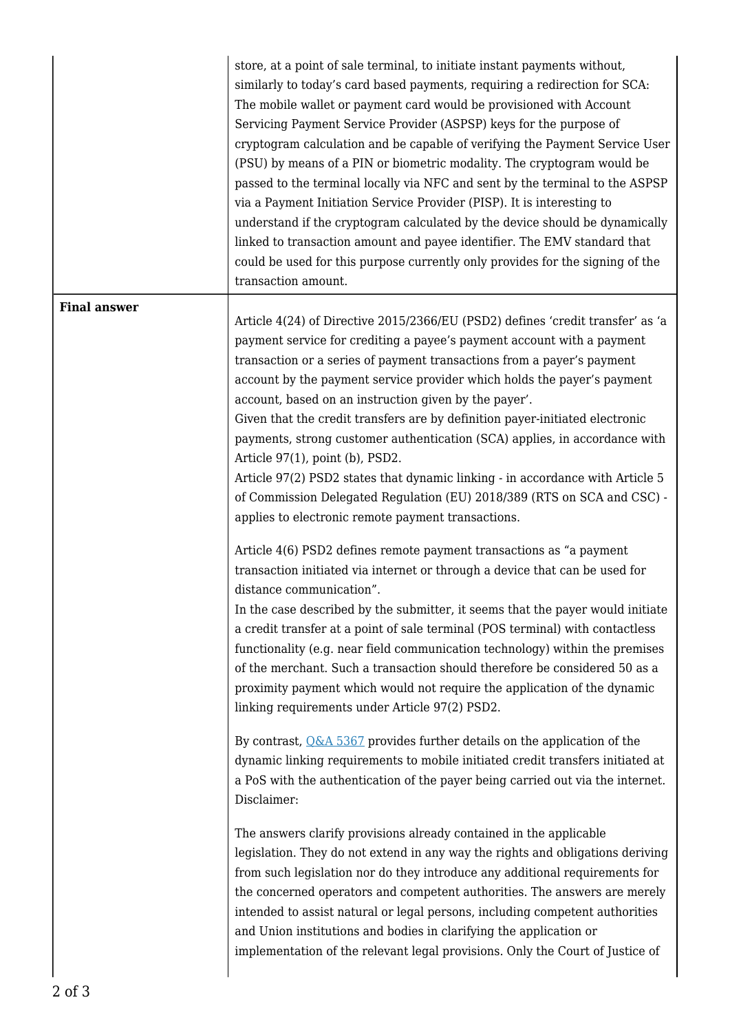| | |
|---|---|
| | store, at a point of sale terminal, to initiate instant payments without, similarly to today's card based payments, requiring a redirection for SCA: The mobile wallet or payment card would be provisioned with Account Servicing Payment Service Provider (ASPSP) keys for the purpose of cryptogram calculation and be capable of verifying the Payment Service User (PSU) by means of a PIN or biometric modality. The cryptogram would be passed to the terminal locally via NFC and sent by the terminal to the ASPSP via a Payment Initiation Service Provider (PISP). It is interesting to understand if the cryptogram calculated by the device should be dynamically linked to transaction amount and payee identifier. The EMV standard that could be used for this purpose currently only provides for the signing of the transaction amount. |
| **Final answer** | Article 4(24) of Directive 2015/2366/EU (PSD2) defines 'credit transfer' as 'a payment service for crediting a payee's payment account with a payment transaction or a series of payment transactions from a payer's payment account by the payment service provider which holds the payer's payment account, based on an instruction given by the payer'.<br>Given that the credit transfers are by definition payer-initiated electronic payments, strong customer authentication (SCA) applies, in accordance with Article 97(1), point (b), PSD2.<br>Article 97(2) PSD2 states that dynamic linking - in accordance with Article 5 of Commission Delegated Regulation (EU) 2018/389 (RTS on SCA and CSC) - applies to electronic remote payment transactions.<br><br>Article 4(6) PSD2 defines remote payment transactions as "a payment transaction initiated via internet or through a device that can be used for distance communication".<br>In the case described by the submitter, it seems that the payer would initiate a credit transfer at a point of sale terminal (POS terminal) with contactless functionality (e.g. near field communication technology) within the premises of the merchant. Such a transaction should therefore be considered 50 as a proximity payment which would not require the application of the dynamic linking requirements under Article 97(2) PSD2.<br><br>By contrast, Q&A 5367 provides further details on the application of the dynamic linking requirements to mobile initiated credit transfers initiated at a PoS with the authentication of the payer being carried out via the internet.<br>Disclaimer:<br><br>The answers clarify provisions already contained in the applicable legislation. They do not extend in any way the rights and obligations deriving from such legislation nor do they introduce any additional requirements for the concerned operators and competent authorities. The answers are merely intended to assist natural or legal persons, including competent authorities and Union institutions and bodies in clarifying the application or implementation of the relevant legal provisions. Only the Court of Justice of |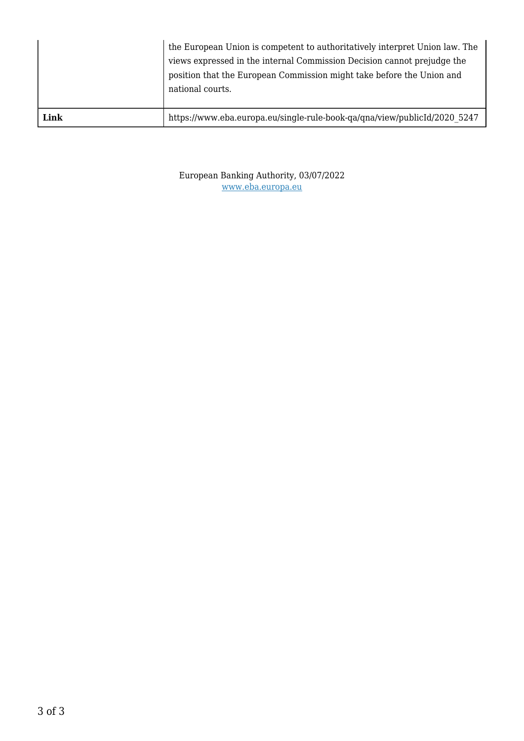| | |
|---|---|
| | the European Union is competent to authoritatively interpret Union law. The views expressed in the internal Commission Decision cannot prejudge the position that the European Commission might take before the Union and national courts. |
| **Link** | https://www.eba.europa.eu/single-rule-book-qa/qna/view/publicId/2020_5247 |

European Banking Authority, 03/07/2022
www.eba.europa.eu